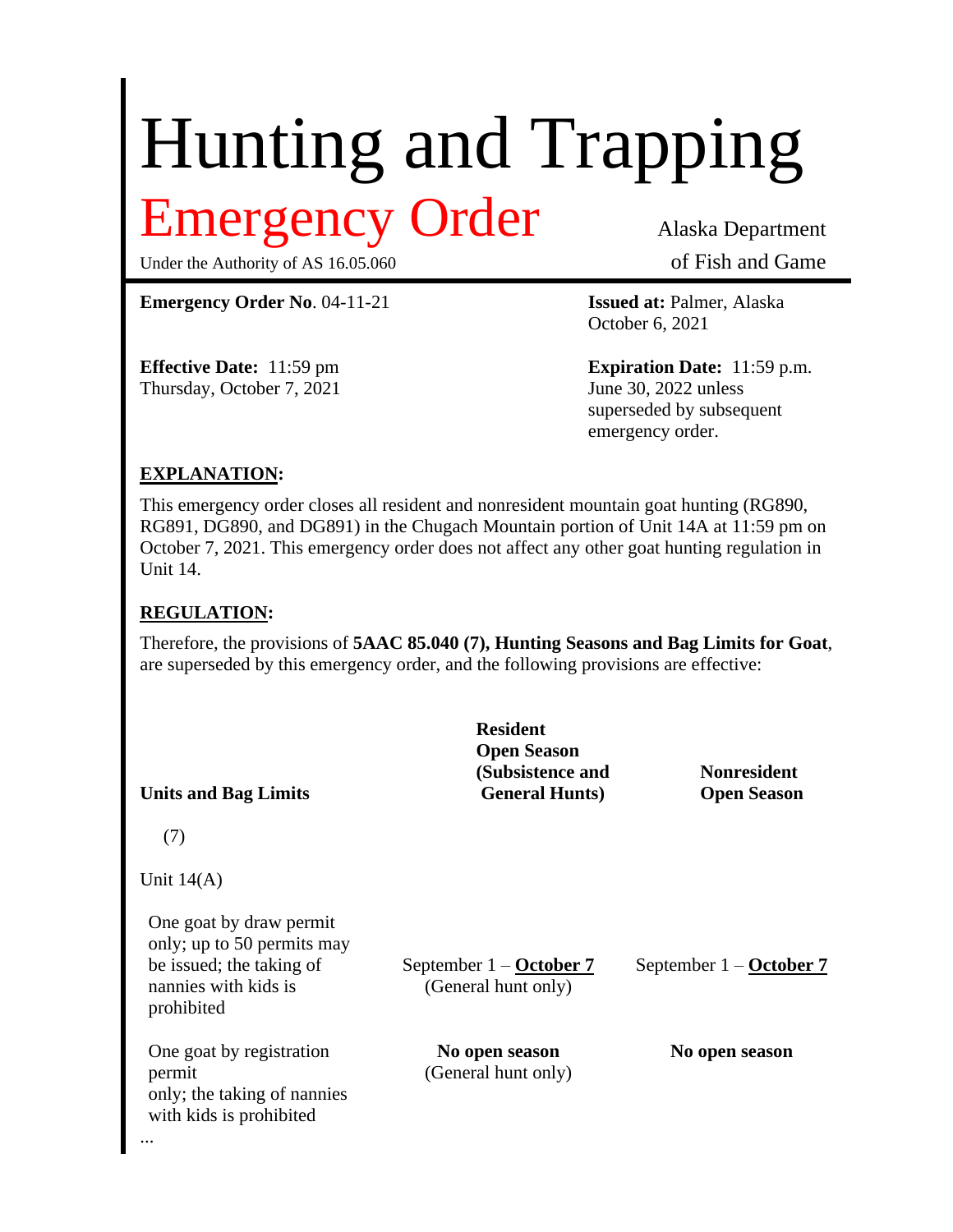# Hunting and Trapping

## Emergency Order

Under the Authority of AS 16.05.060

Alaska Department of Fish and Game

**Emergency Order No**. 04-11-21

**Issued at:** Palmer, Alaska
October 6, 2021

**Effective Date:** 11:59 pm
Thursday, October 7, 2021

**Expiration Date:** 11:59 p.m.
June 30, 2022 unless superseded by subsequent emergency order.

### EXPLANATION:

This emergency order closes all resident and nonresident mountain goat hunting (RG890, RG891, DG890, and DG891) in the Chugach Mountain portion of Unit 14A at 11:59 pm on October 7, 2021. This emergency order does not affect any other goat hunting regulation in Unit 14.

### REGULATION:

Therefore, the provisions of **5AAC 85.040 (7), Hunting Seasons and Bag Limits for Goat**, are superseded by this emergency order, and the following provisions are effective:

| Units and Bag Limits | Resident Open Season (Subsistence and General Hunts) | Nonresident Open Season |
|---|---|---|
| (7) | | |
| Unit 14(A) | | |
| One goat by draw permit only; up to 50 permits may be issued; the taking of nannies with kids is prohibited | September 1 – **October 7** (General hunt only) | September 1 – **October 7** |
| One goat by registration permit only; the taking of nannies with kids is prohibited | **No open season** (General hunt only) | **No open season** |

...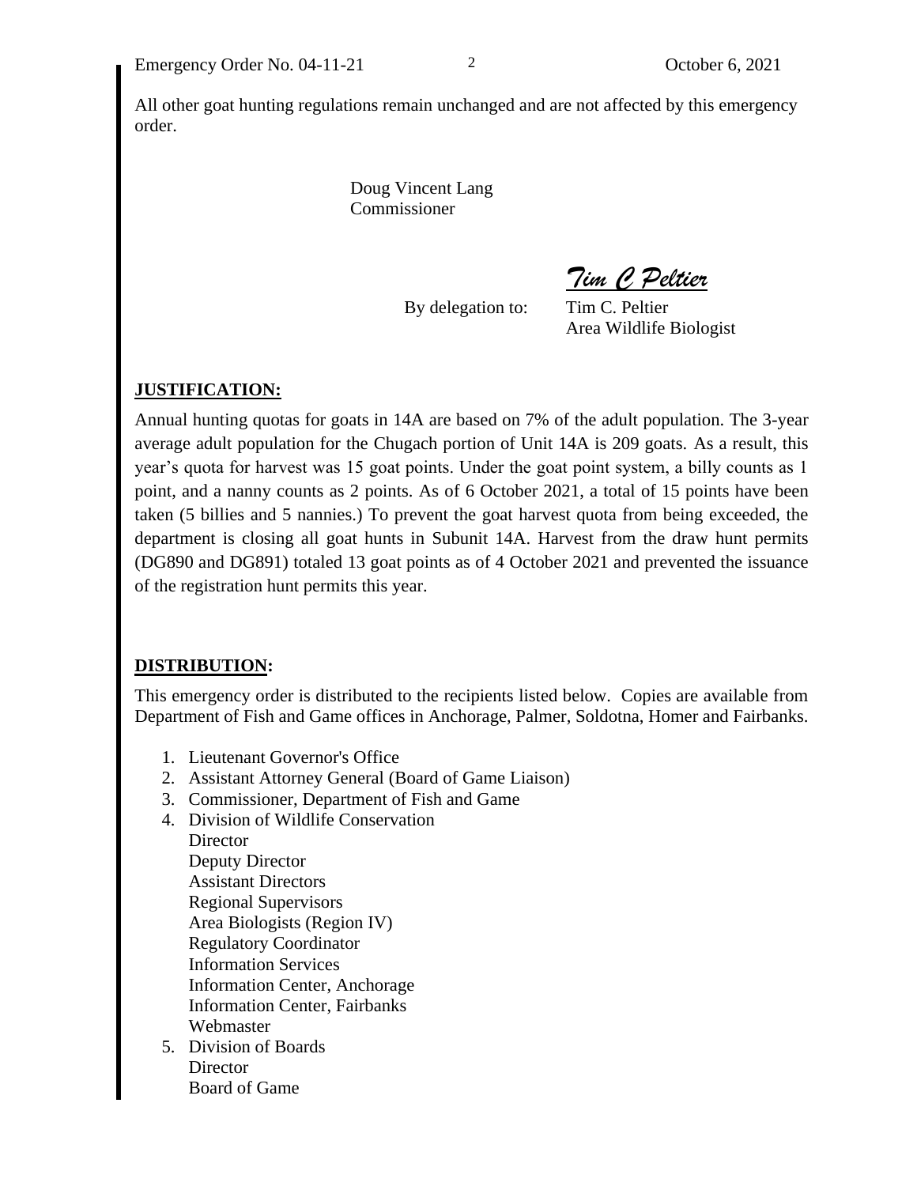All other goat hunting regulations remain unchanged and are not affected by this emergency order.

Doug Vincent Lang
Commissioner

*Tim C Peltier*

By delegation to: Tim C. Peltier
Area Wildlife Biologist

**JUSTIFICATION:**

Annual hunting quotas for goats in 14A are based on 7% of the adult population. The 3-year average adult population for the Chugach portion of Unit 14A is 209 goats. As a result, this year's quota for harvest was 15 goat points. Under the goat point system, a billy counts as 1 point, and a nanny counts as 2 points. As of 6 October 2021, a total of 15 points have been taken (5 billies and 5 nannies.) To prevent the goat harvest quota from being exceeded, the department is closing all goat hunts in Subunit 14A. Harvest from the draw hunt permits (DG890 and DG891) totaled 13 goat points as of 4 October 2021 and prevented the issuance of the registration hunt permits this year.

**DISTRIBUTION:**

This emergency order is distributed to the recipients listed below. Copies are available from Department of Fish and Game offices in Anchorage, Palmer, Soldotna, Homer and Fairbanks.

1. Lieutenant Governor's Office
2. Assistant Attorney General (Board of Game Liaison)
3. Commissioner, Department of Fish and Game
4. Division of Wildlife Conservation
   Director
   Deputy Director
   Assistant Directors
   Regional Supervisors
   Area Biologists (Region IV)
   Regulatory Coordinator
   Information Services
   Information Center, Anchorage
   Information Center, Fairbanks
   Webmaster
5. Division of Boards
   Director
   Board of Game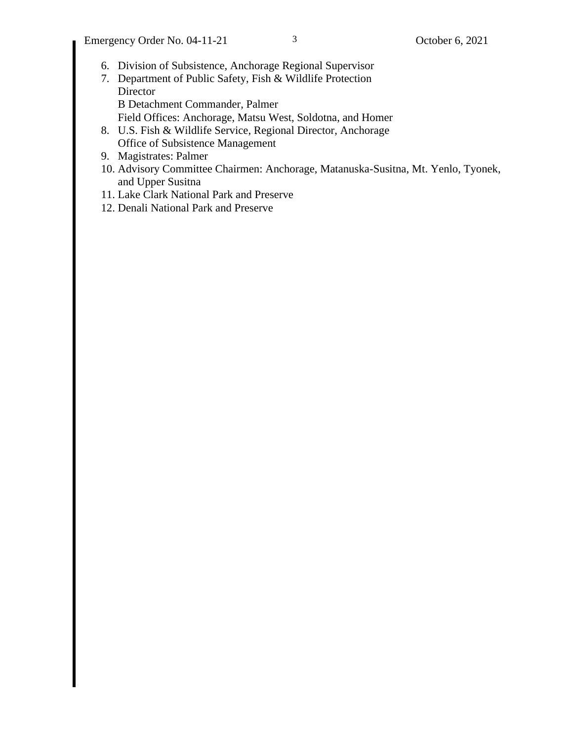6. Division of Subsistence, Anchorage Regional Supervisor
7. Department of Public Safety, Fish & Wildlife Protection
   Director
   B Detachment Commander, Palmer
   Field Offices: Anchorage, Matsu West, Soldotna, and Homer
8. U.S. Fish & Wildlife Service, Regional Director, Anchorage
   Office of Subsistence Management
9. Magistrates: Palmer
10. Advisory Committee Chairmen: Anchorage, Matanuska-Susitna, Mt. Yenlo, Tyonek, and Upper Susitna
11. Lake Clark National Park and Preserve
12. Denali National Park and Preserve